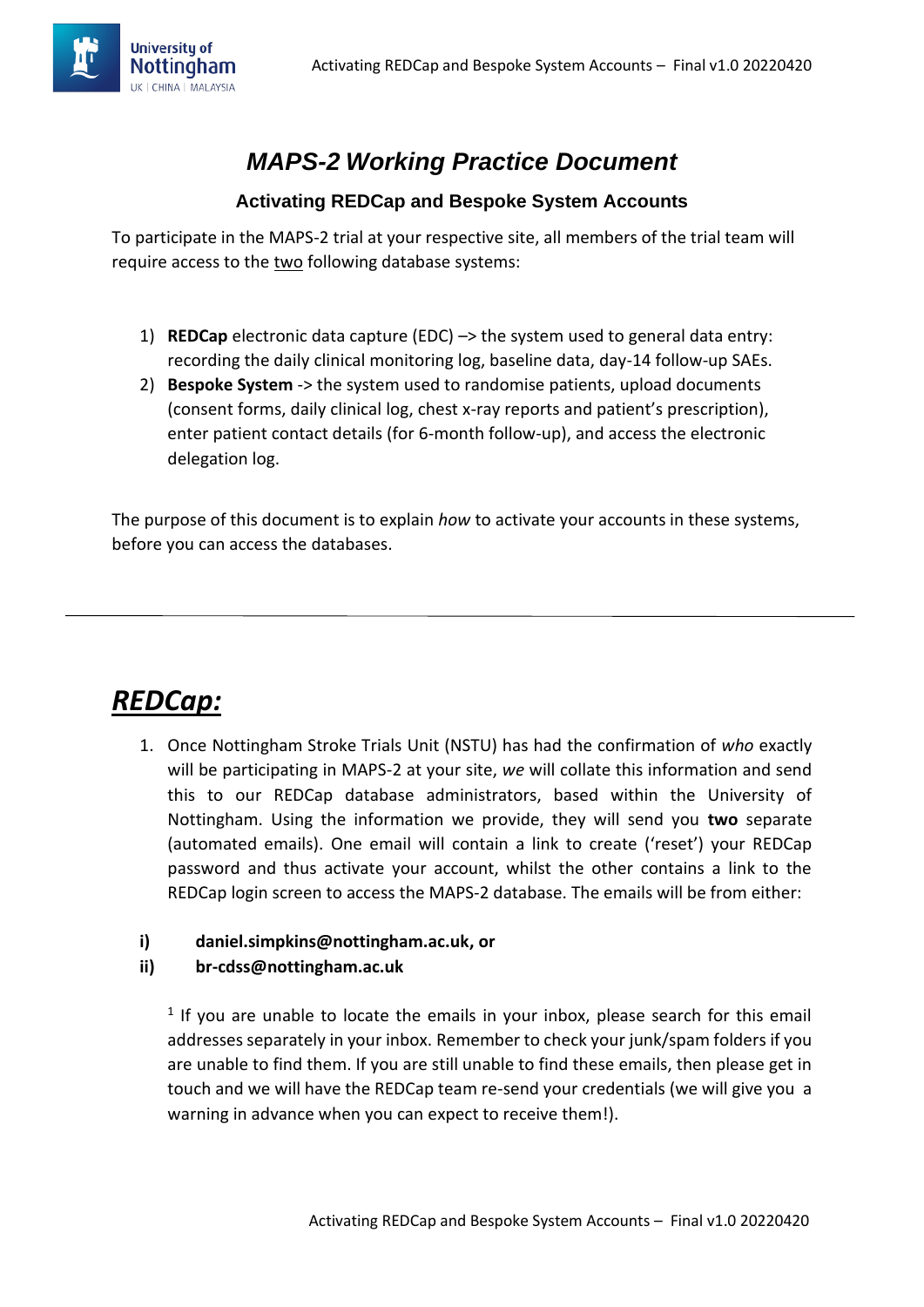# *MAPS-2 Working Practice Document*

## Activating REDCap and Bespoke System Accounts

To participate in the MAPS-2 trial at your respective site, all members of the trial team will require access to the <u>two</u> following database systems:

1) **REDCap** electronic data capture (EDC) –> the system used to general data entry: recording the daily clinical monitoring log, baseline data, day-14 follow-up SAEs.
2) **Bespoke System** -> the system used to randomise patients, upload documents (consent forms, daily clinical log, chest x-ray reports and patient's prescription), enter patient contact details (for 6-month follow-up), and access the electronic delegation log.

The purpose of this document is to explain *how* to activate your accounts in these systems, before you can access the databases.

---

# ***<u>REDCap:</u>***

1. Once Nottingham Stroke Trials Unit (NSTU) has had the confirmation of *who* exactly will be participating in MAPS-2 at your site, *we* will collate this information and send this to our REDCap database administrators, based within the University of Nottingham. Using the information we provide, they will send you **two** separate (automated emails). One email will contain a link to create ('reset') your REDCap password and thus activate your account, whilst the other contains a link to the REDCap login screen to access the MAPS-2 database. The emails will be from either:

**i)** **daniel.simpkins@nottingham.ac.uk, or**

**ii)** **br-cdss@nottingham.ac.uk**

[1] If you are unable to locate the emails in your inbox, please search for this email addresses separately in your inbox. Remember to check your junk/spam folders if you are unable to find them. If you are still unable to find these emails, then please get in touch and we will have the REDCap team re-send your credentials (we will give you a warning in advance when you can expect to receive them!).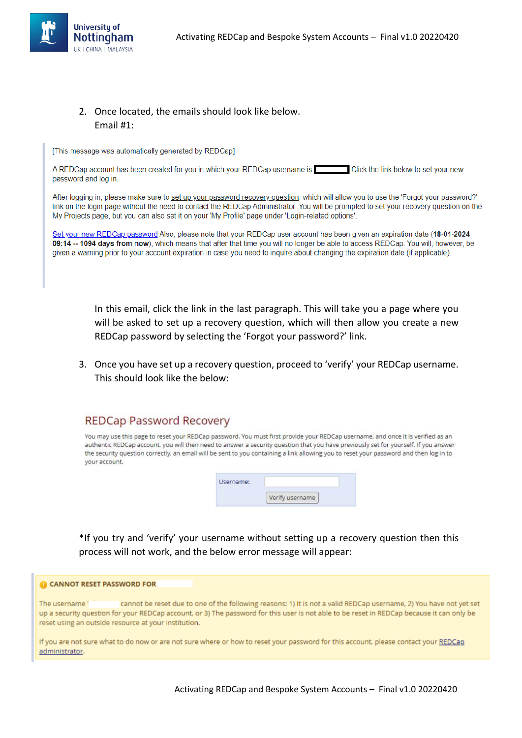2. Once located, the emails should look like below.
   Email #1:

> [This message was automatically generated by REDCap]
>
> A REDCap account has been created for you in which your REDCap username is  Click the link below to set your new password and log in.
>
> After logging in, please make sure to set up your password recovery question, which will allow you to use the 'Forgot your password?' link on the login page without the need to contact the REDCap Administrator. You will be prompted to set your recovery question on the My Projects page, but you can also set it on your 'My Profile' page under 'Login-related options'.
>
> Set your new REDCap password Also, please note that your REDCap user account has been given an expiration date (**18-01-2024 09:14 -- 1094 days from now**), which means that after that time you will no longer be able to access REDCap. You will, however, be given a warning prior to your account expiration in case you need to inquire about changing the expiration date (if applicable).

   In this email, click the link in the last paragraph. This will take you a page where you will be asked to set up a recovery question, which will then allow you create a new REDCap password by selecting the 'Forgot your password?' link.

3. Once you have set up a recovery question, proceed to 'verify' your REDCap username. This should look like the below:

> **REDCap Password Recovery**
>
> You may use this page to reset your REDCap password. You must first provide your REDCap username, and once it is verified as an authentic REDCap account, you will then need to answer a security question that you have previously set for yourself. If you answer the security question correctly, an email will be sent to you containing a link allowing you to reset your password and then log in to your account.
>
> Username:
>
> Verify username

*If you try and 'verify' your username without setting up a recovery question then this process will not work, and the below error message will appear:

> **CANNOT RESET PASSWORD FOR**
>
> The username '  cannot be reset due to one of the following reasons: 1) It is not a valid REDCap username, 2) You have not yet set up a security question for your REDCap account, or 3) The password for this user is not able to be reset in REDCap because it can only be reset using an outside resource at your institution.
>
> If you are not sure what to do now or are not sure where or how to reset your password for this account, please contact your REDCap administrator.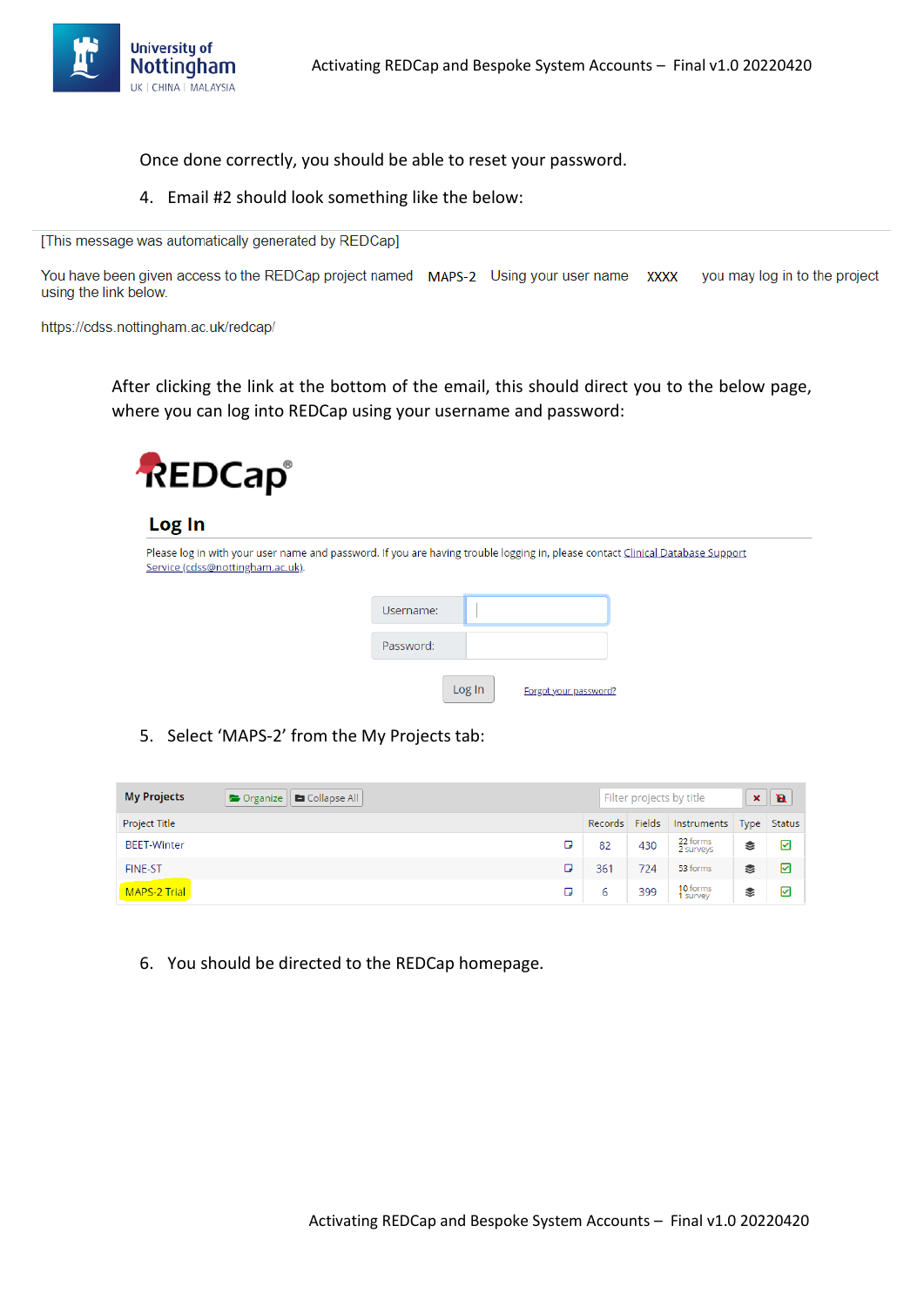Once done correctly, you should be able to reset your password.

4. Email #2 should look something like the below:

---

[This message was automatically generated by REDCap]

You have been given access to the REDCap project named MAPS-2 Using your user name XXXX you may log in to the project using the link below.

https://cdss.nottingham.ac.uk/redcap/

After clicking the link at the bottom of the email, this should direct you to the below page, where you can log into REDCap using your username and password:

REDCap

## Log In

Please log in with your user name and password. If you are having trouble logging in, please contact Clinical Database Support Service (cdss@nottingham.ac.uk).

Username:

Password:

Log In    Forgot your password?

5. Select 'MAPS-2' from the My Projects tab:

My Projects    Organize    Collapse All    Filter projects by title

| Project Title | Records | Fields | Instruments | Type | Status |
|---|---|---|---|---|---|
| BEET-Winter | 82 | 430 | 22 forms 2 surveys | | |
| FINE-ST | 361 | 724 | 53 forms | | |
| MAPS-2 Trial | 6 | 399 | 10 forms 1 survey | | |

6. You should be directed to the REDCap homepage.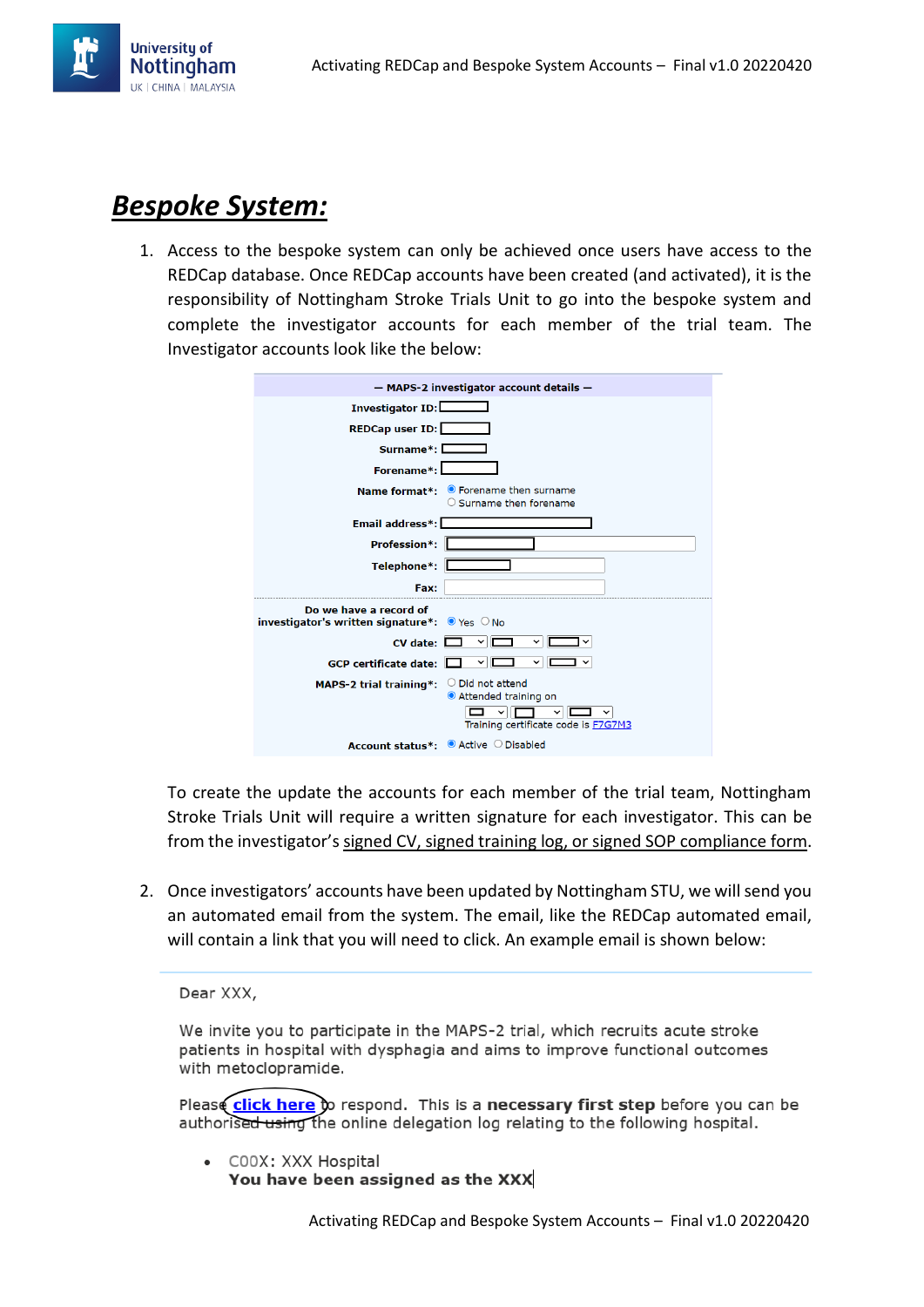# *Bespoke System:*

1. Access to the bespoke system can only be achieved once users have access to the REDCap database. Once REDCap accounts have been created (and activated), it is the responsibility of Nottingham Stroke Trials Unit to go into the bespoke system and complete the investigator accounts for each member of the trial team. The Investigator accounts look like the below:

   — MAPS-2 investigator account details —

   | | |
   |---|---|
   | Investigator ID: | |
   | REDCap user ID: | |
   | Surname*: | |
   | Forename*: | |
   | Name format*: | ◉ Forename then surname ○ Surname then forename |
   | Email address*: | |
   | Profession*: | |
   | Telephone*: | |
   | Fax: | |
   | Do we have a record of investigator's written signature*: | ◉ Yes ○ No |
   | CV date: | |
   | GCP certificate date: | |
   | MAPS-2 trial training*: | ○ Did not attend ◉ Attended training on Training certificate code is F7G7M3 |
   | Account status*: | ◉ Active ○ Disabled |

   To create the update the accounts for each member of the trial team, Nottingham Stroke Trials Unit will require a written signature for each investigator. This can be from the investigator's <u>signed CV, signed training log, or signed SOP compliance form</u>.

2. Once investigators' accounts have been updated by Nottingham STU, we will send you an automated email from the system. The email, like the REDCap automated email, will contain a link that you will need to click. An example email is shown below:

   Dear XXX,

   We invite you to participate in the MAPS-2 trial, which recruits acute stroke patients in hospital with dysphagia and aims to improve functional outcomes with metoclopramide.

   Please **click here** to respond. This is a **necessary first step** before you can be authorised using the online delegation log relating to the following hospital.

   - C00X: XXX Hospital
     **You have been assigned as the XXX**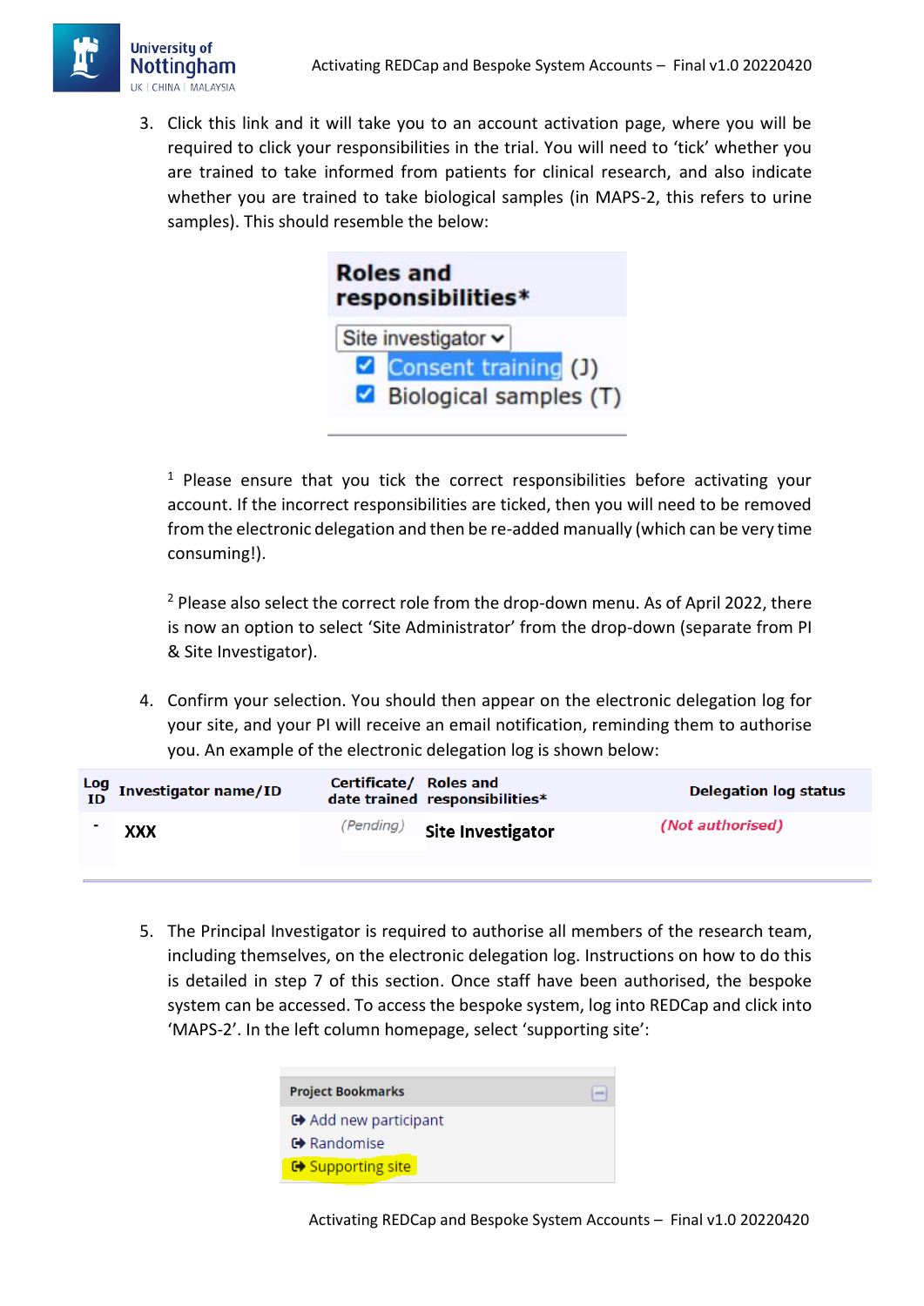3. Click this link and it will take you to an account activation page, where you will be required to click your responsibilities in the trial. You will need to 'tick' whether you are trained to take informed from patients for clinical research, and also indicate whether you are trained to take biological samples (in MAPS-2, this refers to urine samples). This should resemble the below:

**Roles and responsibilities***

Site investigator

- [x] Consent training (J)
- [x] Biological samples (T)

[1] Please ensure that you tick the correct responsibilities before activating your account. If the incorrect responsibilities are ticked, then you will need to be removed from the electronic delegation and then be re-added manually (which can be very time consuming!).

[2] Please also select the correct role from the drop-down menu. As of April 2022, there is now an option to select 'Site Administrator' from the drop-down (separate from PI & Site Investigator).

4. Confirm your selection. You should then appear on the electronic delegation log for your site, and your PI will receive an email notification, reminding them to authorise you. An example of the electronic delegation log is shown below:

| Log ID | Investigator name/ID | Certificate/ date trained | Roles and responsibilities* | Delegation log status |
|---|---|---|---|---|
| - | XXX | (Pending) | Site Investigator | (Not authorised) |

5. The Principal Investigator is required to authorise all members of the research team, including themselves, on the electronic delegation log. Instructions on how to do this is detailed in step 7 of this section. Once staff have been authorised, the bespoke system can be accessed. To access the bespoke system, log into REDCap and click into 'MAPS-2'. In the left column homepage, select 'supporting site':

**Project Bookmarks**

- Add new participant
- Randomise
- Supporting site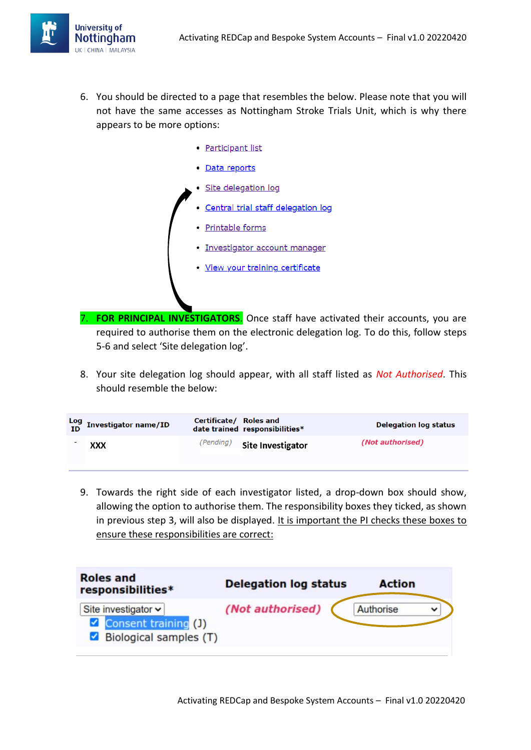6. You should be directed to a page that resembles the below. Please note that you will not have the same accesses as Nottingham Stroke Trials Unit, which is why there appears to be more options:

   - Participant list
   - Data reports
   - Site delegation log
   - Central trial staff delegation log
   - Printable forms
   - Investigator account manager
   - View your training certificate

7. **FOR PRINCIPAL INVESTIGATORS.** Once staff have activated their accounts, you are required to authorise them on the electronic delegation log. To do this, follow steps 5-6 and select 'Site delegation log'.

8. Your site delegation log should appear, with all staff listed as *Not Authorised*. This should resemble the below:

| Log ID | Investigator name/ID | Certificate/ date trained | Roles and responsibilities* | Delegation log status |
|---|---|---|---|---|
| - | XXX | (Pending) | Site Investigator | (Not authorised) |

9. Towards the right side of each investigator listed, a drop-down box should show, allowing the option to authorise them. The responsibility boxes they ticked, as shown in previous step 3, will also be displayed. It is important the PI checks these boxes to ensure these responsibilities are correct:

| Roles and responsibilities* | Delegation log status | Action |
|---|---|---|
| Site investigator ☑ Consent training (J) ☑ Biological samples (T) | (Not authorised) | Authorise |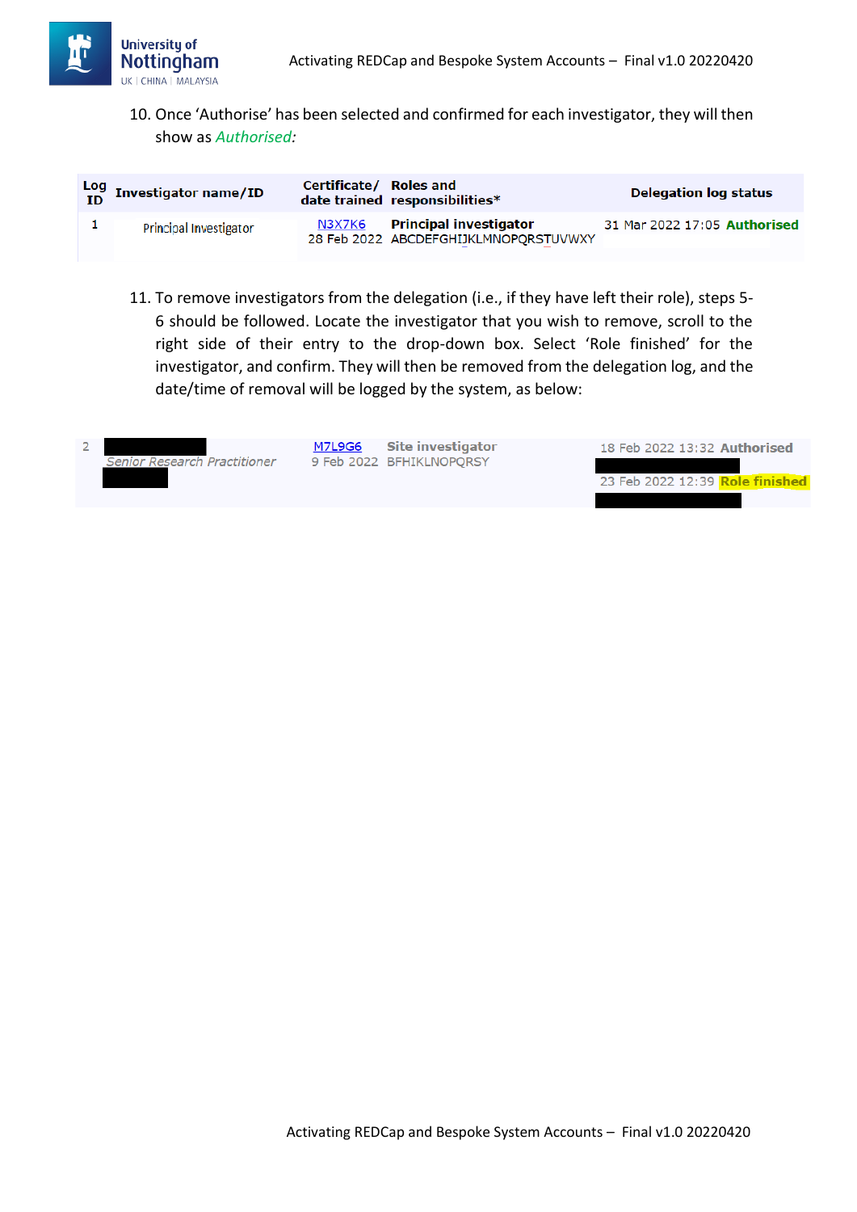10. Once 'Authorise' has been selected and confirmed for each investigator, they will then show as *Authorised:*

| Log ID | Investigator name/ID | Certificate/ date trained | Roles and responsibilities* | Delegation log status |
|---|---|---|---|---|
| 1 | Principal Investigator | N3X7K6 28 Feb 2022 | **Principal investigator** ABCDEFGHIJKLMNOPQRSTUVWXY | 31 Mar 2022 17:05 **Authorised** |

11. To remove investigators from the delegation (i.e., if they have left their role), steps 5-6 should be followed. Locate the investigator that you wish to remove, scroll to the right side of their entry to the drop-down box. Select 'Role finished' for the investigator, and confirm. They will then be removed from the delegation log, and the date/time of removal will be logged by the system, as below:

| | | | | |
|---|---|---|---|---|
| 2 | *Senior Research Practitioner* | M7L9G6 9 Feb 2022 | **Site investigator** BFHIKLNOPQRSY | 18 Feb 2022 13:32 **Authorised** 23 Feb 2022 12:39 **Role finished** |